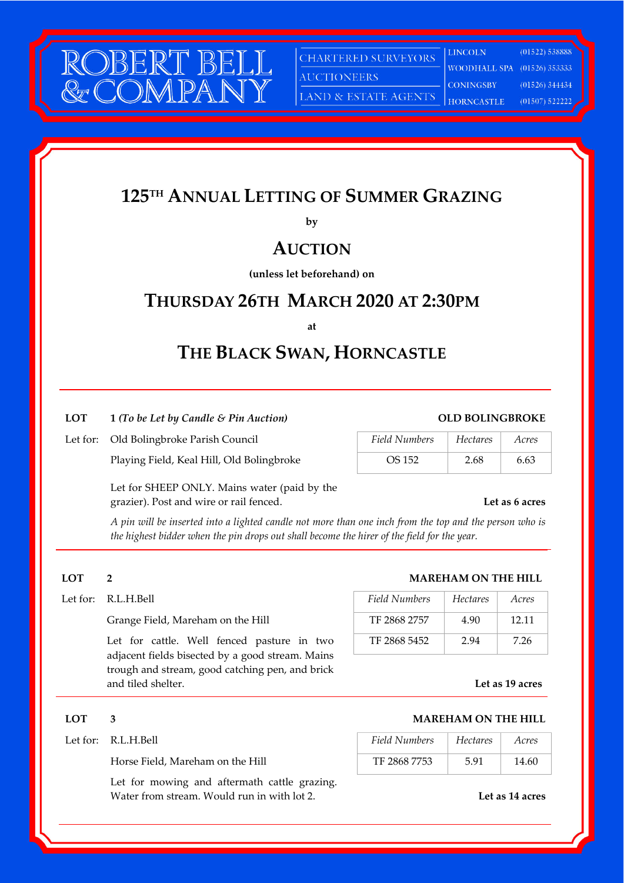ROBERT BELL & COMPANY

CHARTERED SURVEYORS
AUCTIONEERS
LAND & ESTATE AGENTS

| | |
|---|---|
| LINCOLN | (01522) 538888 |
| WOODHALL SPA | (01526) 353333 |
| CONINGSBY | (01526) 344434 |
| HORNCASTLE | (01507) 522222 |

# 125TH ANNUAL LETTING OF SUMMER GRAZING

**by**

# AUCTION

**(unless let beforehand) on**

## THURSDAY 26TH MARCH 2020 AT 2:30PM

**at**

## THE BLACK SWAN, HORNCASTLE

---

**LOT 1** *(To be Let by Candle & Pin Auction)* **OLD BOLINGBROKE**

Let for: Old Bolingbroke Parish Council

Playing Field, Keal Hill, Old Bolingbroke

| *Field Numbers* | *Hectares* | *Acres* |
|---|---|---|
| OS 152 | 2.68 | 6.63 |

Let for SHEEP ONLY. Mains water (paid by the grazier). Post and wire or rail fenced.

**Let as 6 acres**

*A pin will be inserted into a lighted candle not more than one inch from the top and the person who is the highest bidder when the pin drops out shall become the hirer of the field for the year.*

---

**LOT 2** **MAREHAM ON THE HILL**

Let for: R.L.H.Bell

Grange Field, Mareham on the Hill

| *Field Numbers* | *Hectares* | *Acres* |
|---|---|---|
| TF 2868 2757 | 4.90 | 12.11 |
| TF 2868 5452 | 2.94 | 7.26 |

Let for cattle. Well fenced pasture in two adjacent fields bisected by a good stream. Mains trough and stream, good catching pen, and brick and tiled shelter.

**Let as 19 acres**

---

**LOT 3** **MAREHAM ON THE HILL**

Let for: R.L.H.Bell

Horse Field, Mareham on the Hill

| *Field Numbers* | *Hectares* | *Acres* |
|---|---|---|
| TF 2868 7753 | 5.91 | 14.60 |

Let for mowing and aftermath cattle grazing. Water from stream. Would run in with lot 2.

**Let as 14 acres**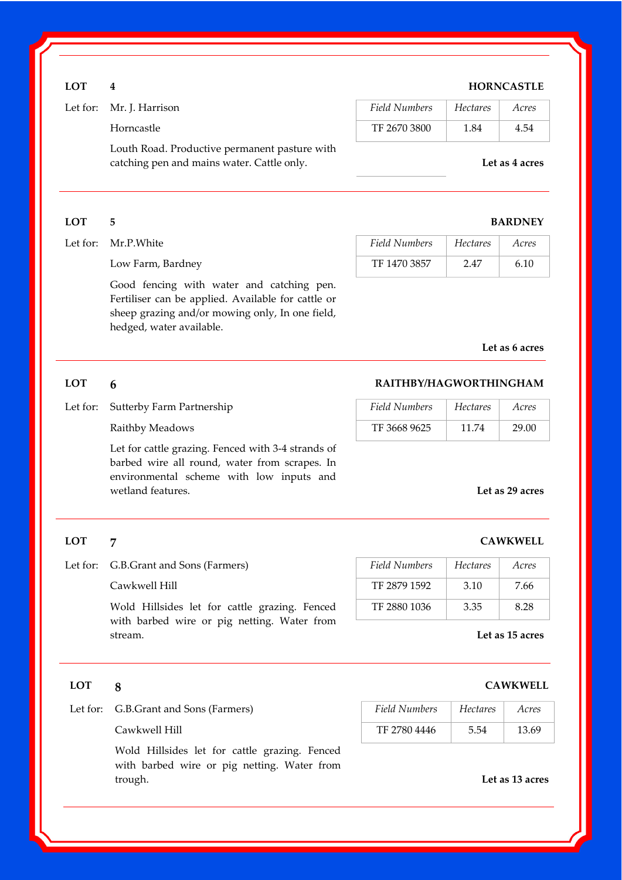---

**LOT 4** — **HORNCASTLE**

Let for: Mr. J. Harrison

Horncastle

Louth Road. Productive permanent pasture with catching pen and mains water. Cattle only.

| *Field Numbers* | *Hectares* | *Acres* |
|---|---|---|
| TF 2670 3800 | 1.84 | 4.54 |

**Let as 4 acres**

---

**LOT 5** — **BARDNEY**

Let for: Mr.P.White

Low Farm, Bardney

Good fencing with water and catching pen. Fertiliser can be applied. Available for cattle or sheep grazing and/or mowing only, In one field, hedged, water available.

| *Field Numbers* | *Hectares* | *Acres* |
|---|---|---|
| TF 1470 3857 | 2.47 | 6.10 |

**Let as 6 acres**

---

**LOT 6** — **RAITHBY/HAGWORTHINGHAM**

Let for: Sutterby Farm Partnership

Raithby Meadows

Let for cattle grazing. Fenced with 3-4 strands of barbed wire all round, water from scrapes. In environmental scheme with low inputs and wetland features.

| *Field Numbers* | *Hectares* | *Acres* |
|---|---|---|
| TF 3668 9625 | 11.74 | 29.00 |

**Let as 29 acres**

---

**LOT 7** — **CAWKWELL**

Let for: G.B.Grant and Sons (Farmers)

Cawkwell Hill

Wold Hillsides let for cattle grazing. Fenced with barbed wire or pig netting. Water from stream.

| *Field Numbers* | *Hectares* | *Acres* |
|---|---|---|
| TF 2879 1592 | 3.10 | 7.66 |
| TF 2880 1036 | 3.35 | 8.28 |

**Let as 15 acres**

---

**LOT 8** — **CAWKWELL**

Let for: G.B.Grant and Sons (Farmers)

Cawkwell Hill

Wold Hillsides let for cattle grazing. Fenced with barbed wire or pig netting. Water from trough.

| *Field Numbers* | *Hectares* | *Acres* |
|---|---|---|
| TF 2780 4446 | 5.54 | 13.69 |

**Let as 13 acres**

---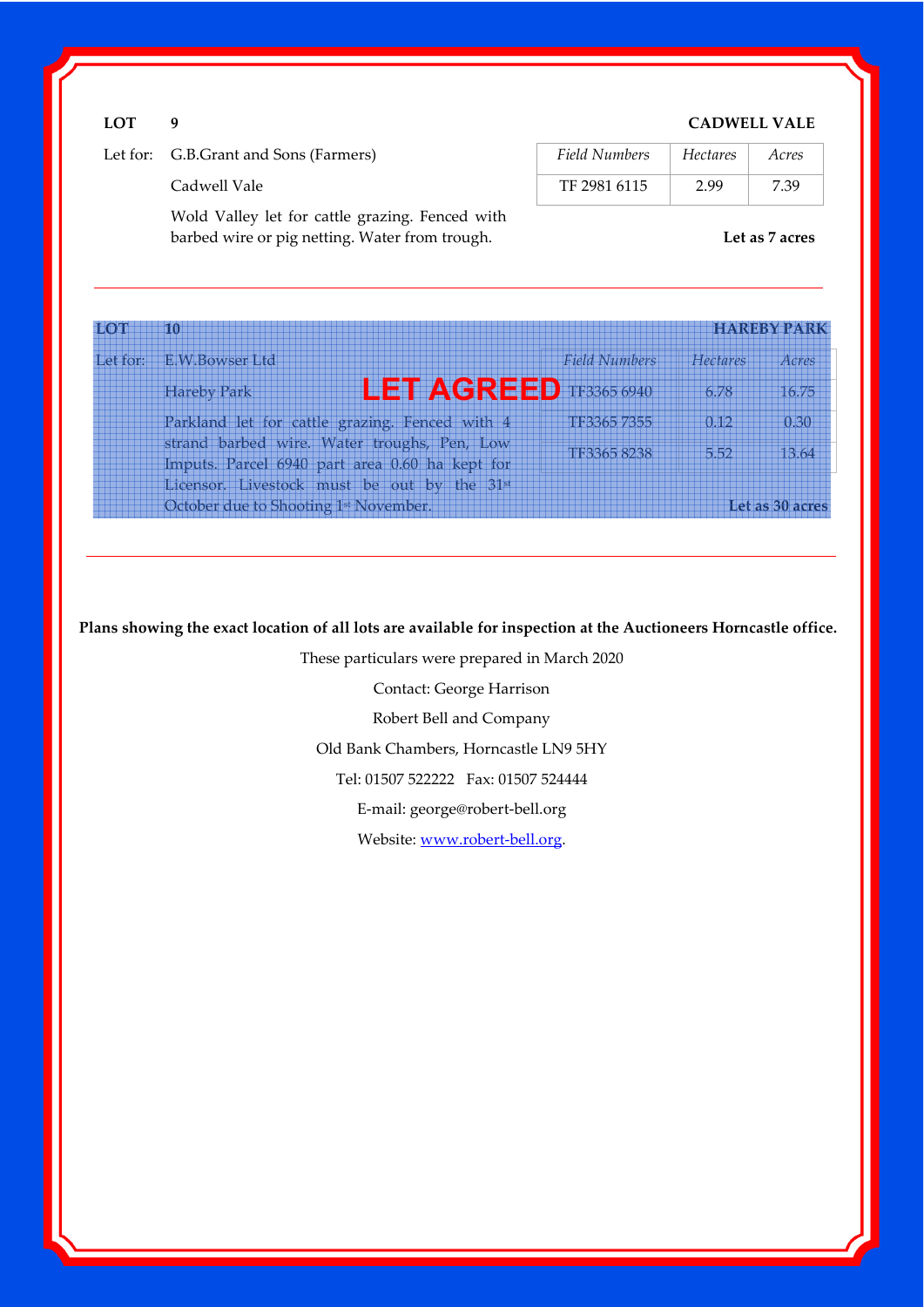**LOT 9** **CADWELL VALE**

Let for: G.B.Grant and Sons (Farmers)

Cadwell Vale

Wold Valley let for cattle grazing. Fenced with barbed wire or pig netting. Water from trough.

| *Field Numbers* | *Hectares* | *Acres* |
|---|---|---|
| TF 2981 6115 | 2.99 | 7.39 |

**Let as 7 acres**

---

**LOT 10** **HAREBY PARK**

Let for: E.W.Bowser Ltd

Hareby Park

**LET AGREED**

Parkland let for cattle grazing. Fenced with 4 strand barbed wire. Water troughs, Pen, Low Imputs. Parcel 6940 part area 0.60 ha kept for Licensor. Livestock must be out by the 31st October due to Shooting 1st November.

| *Field Numbers* | *Hectares* | *Acres* |
|---|---|---|
| TF3365 6940 | 6.78 | 16.75 |
| TF3365 7355 | 0.12 | 0.30 |
| TF3365 8238 | 5.52 | 13.64 |

**Let as 30 acres**

---

**Plans showing the exact location of all lots are available for inspection at the Auctioneers Horncastle office.**

These particulars were prepared in March 2020

Contact: George Harrison

Robert Bell and Company

Old Bank Chambers, Horncastle LN9 5HY

Tel: 01507 522222 Fax: 01507 524444

E-mail: george@robert-bell.org

Website: www.robert-bell.org.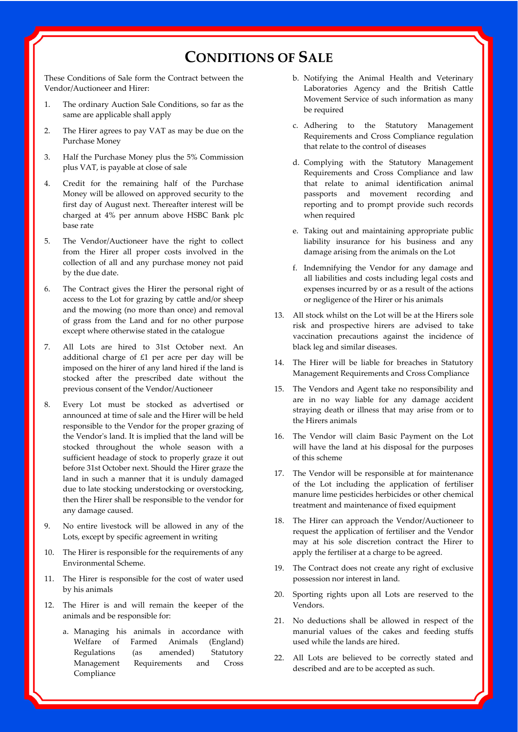# Conditions of Sale

These Conditions of Sale form the Contract between the Vendor/Auctioneer and Hirer:

1. The ordinary Auction Sale Conditions, so far as the same are applicable shall apply
2. The Hirer agrees to pay VAT as may be due on the Purchase Money
3. Half the Purchase Money plus the 5% Commission plus VAT, is payable at close of sale
4. Credit for the remaining half of the Purchase Money will be allowed on approved security to the first day of August next. Thereafter interest will be charged at 4% per annum above HSBC Bank plc base rate
5. The Vendor/Auctioneer have the right to collect from the Hirer all proper costs involved in the collection of all and any purchase money not paid by the due date.
6. The Contract gives the Hirer the personal right of access to the Lot for grazing by cattle and/or sheep and the mowing (no more than once) and removal of grass from the Land and for no other purpose except where otherwise stated in the catalogue
7. All Lots are hired to 31st October next. An additional charge of £1 per acre per day will be imposed on the hirer of any land hired if the land is stocked after the prescribed date without the previous consent of the Vendor/Auctioneer
8. Every Lot must be stocked as advertised or announced at time of sale and the Hirer will be held responsible to the Vendor for the proper grazing of the Vendor's land. It is implied that the land will be stocked throughout the whole season with a sufficient headage of stock to properly graze it out before 31st October next. Should the Hirer graze the land in such a manner that it is unduly damaged due to late stocking understocking or overstocking, then the Hirer shall be responsible to the vendor for any damage caused.
9. No entire livestock will be allowed in any of the Lots, except by specific agreement in writing
10. The Hirer is responsible for the requirements of any Environmental Scheme.
11. The Hirer is responsible for the cost of water used by his animals
12. The Hirer is and will remain the keeper of the animals and be responsible for:
    a. Managing his animals in accordance with Welfare of Farmed Animals (England) Regulations (as amended) Statutory Management Requirements and Cross Compliance
    b. Notifying the Animal Health and Veterinary Laboratories Agency and the British Cattle Movement Service of such information as many be required
    c. Adhering to the Statutory Management Requirements and Cross Compliance regulation that relate to the control of diseases
    d. Complying with the Statutory Management Requirements and Cross Compliance and law that relate to animal identification animal passports and movement recording and reporting and to prompt provide such records when required
    e. Taking out and maintaining appropriate public liability insurance for his business and any damage arising from the animals on the Lot
    f. Indemnifying the Vendor for any damage and all liabilities and costs including legal costs and expenses incurred by or as a result of the actions or negligence of the Hirer or his animals
13. All stock whilst on the Lot will be at the Hirers sole risk and prospective hirers are advised to take vaccination precautions against the incidence of black leg and similar diseases.
14. The Hirer will be liable for breaches in Statutory Management Requirements and Cross Compliance
15. The Vendors and Agent take no responsibility and are in no way liable for any damage accident straying death or illness that may arise from or to the Hirers animals
16. The Vendor will claim Basic Payment on the Lot will have the land at his disposal for the purposes of this scheme
17. The Vendor will be responsible at for maintenance of the Lot including the application of fertiliser manure lime pesticides herbicides or other chemical treatment and maintenance of fixed equipment
18. The Hirer can approach the Vendor/Auctioneer to request the application of fertiliser and the Vendor may at his sole discretion contract the Hirer to apply the fertiliser at a charge to be agreed.
19. The Contract does not create any right of exclusive possession nor interest in land.
20. Sporting rights upon all Lots are reserved to the Vendors.
21. No deductions shall be allowed in respect of the manurial values of the cakes and feeding stuffs used while the lands are hired.
22. All Lots are believed to be correctly stated and described and are to be accepted as such.